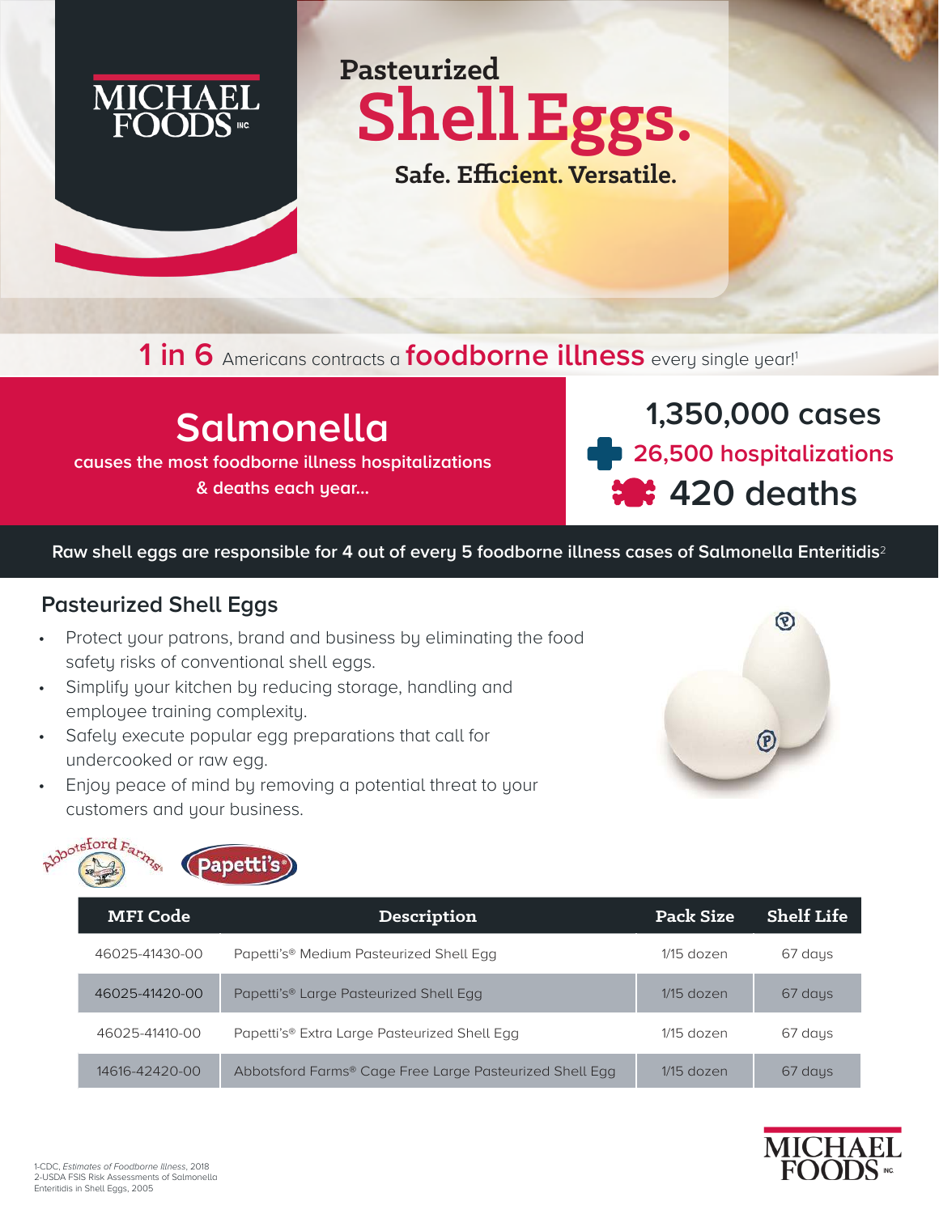MICHAEL FOODS INC

# Pasteurized Shell Eggs.

**Safe. Efficient. Versatile.**

**1 in 6** Americans contracts a **foodborne illness** every single year![1]

## Salmonella

causes the most foodborne illness hospitalizations & deaths each year...

**1,350,000 cases**

**26,500 hospitalizations**

**420 deaths**

**Raw shell eggs are responsible for 4 out of every 5 foodborne illness cases of Salmonella Enteritidis[2]**

## Pasteurized Shell Eggs

- Protect your patrons, brand and business by eliminating the food safety risks of conventional shell eggs.
- Simplify your kitchen by reducing storage, handling and employee training complexity.
- Safely execute popular egg preparations that call for undercooked or raw egg.
- Enjoy peace of mind by removing a potential threat to your customers and your business.

Abbotsford Farms® Papetti's®

| MFI Code | Description | Pack Size | Shelf Life |
|---|---|---|---|
| 46025-41430-00 | Papetti's® Medium Pasteurized Shell Egg | 1/15 dozen | 67 days |
| 46025-41420-00 | Papetti's® Large Pasteurized Shell Egg | 1/15 dozen | 67 days |
| 46025-41410-00 | Papetti's® Extra Large Pasteurized Shell Egg | 1/15 dozen | 67 days |
| 14616-42420-00 | Abbotsford Farms® Cage Free Large Pasteurized Shell Egg | 1/15 dozen | 67 days |

1-CDC, *Estimates of Foodborne Illness*, 2018
2-USDA FSIS Risk Assessments of Salmonella Enteritidis in Shell Eggs, 2005

MICHAEL FOODS INC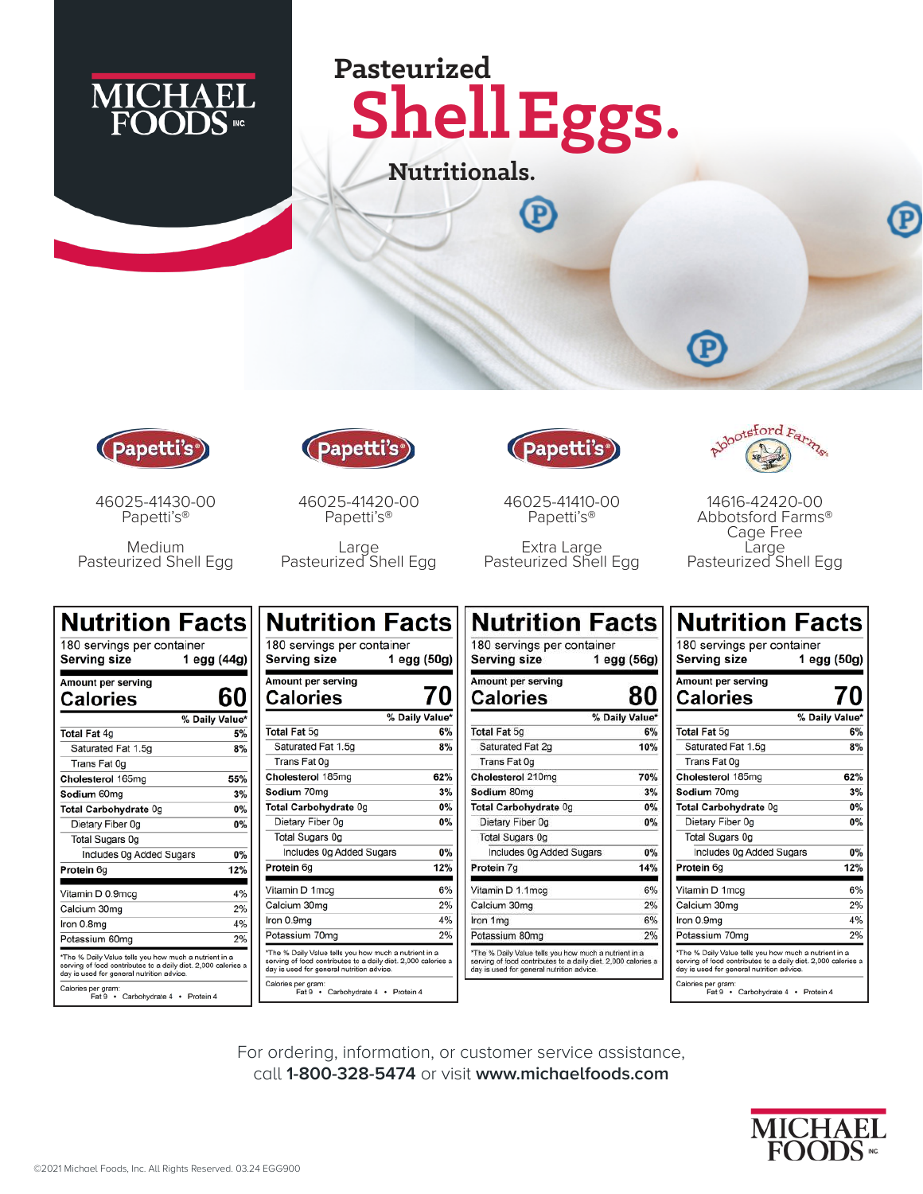# Pasteurized Shell Eggs.

## Nutritionals.

MICHAEL FOODS INC

**46025-41430-00**
Papetti's®
Medium
Pasteurized Shell Egg

**46025-41420-00**
Papetti's®
Large
Pasteurized Shell Egg

**46025-41410-00**
Papetti's®
Extra Large
Pasteurized Shell Egg

**14616-42420-00**
Abbotsford Farms®
Cage Free
Large
Pasteurized Shell Egg

### Nutrition Facts — 46025-41430-00 Papetti's® Medium Pasteurized Shell Egg

180 servings per container
**Serving size 1 egg (44g)**

| Amount per serving | % Daily Value* |
|---|---|
| **Calories 60** | |
| **Total Fat** 4g | 5% |
| Saturated Fat 1.5g | 8% |
| Trans Fat 0g | |
| **Cholesterol** 165mg | 55% |
| **Sodium** 60mg | 3% |
| **Total Carbohydrate** 0g | 0% |
| Dietary Fiber 0g | 0% |
| Total Sugars 0g | |
| Includes 0g Added Sugars | 0% |
| **Protein** 6g | 12% |
| Vitamin D 0.9mcg | 4% |
| Calcium 30mg | 2% |
| Iron 0.8mg | 4% |
| Potassium 60mg | 2% |

*The % Daily Value tells you how much a nutrient in a serving of food contributes to a daily diet. 2,000 calories a day is used for general nutrition advice.

Calories per gram:
Fat 9 • Carbohydrate 4 • Protein 4

### Nutrition Facts — 46025-41420-00 Papetti's® Large Pasteurized Shell Egg

180 servings per container
**Serving size 1 egg (50g)**

| Amount per serving | % Daily Value* |
|---|---|
| **Calories 70** | |
| **Total Fat** 5g | 6% |
| Saturated Fat 1.5g | 8% |
| Trans Fat 0g | |
| **Cholesterol** 185mg | 62% |
| **Sodium** 70mg | 3% |
| **Total Carbohydrate** 0g | 0% |
| Dietary Fiber 0g | 0% |
| Total Sugars 0g | |
| Includes 0g Added Sugars | 0% |
| **Protein** 6g | 12% |
| Vitamin D 1mcg | 6% |
| Calcium 30mg | 2% |
| Iron 0.9mg | 4% |
| Potassium 70mg | 2% |

*The % Daily Value tells you how much a nutrient in a serving of food contributes to a daily diet. 2,000 calories a day is used for general nutrition advice.

Calories per gram:
Fat 9 • Carbohydrate 4 • Protein 4

### Nutrition Facts — 46025-41410-00 Papetti's® Extra Large Pasteurized Shell Egg

180 servings per container
**Serving size 1 egg (56g)**

| Amount per serving | % Daily Value* |
|---|---|
| **Calories 80** | |
| **Total Fat** 5g | 6% |
| Saturated Fat 2g | 10% |
| Trans Fat 0g | |
| **Cholesterol** 210mg | 70% |
| **Sodium** 80mg | 3% |
| **Total Carbohydrate** 0g | 0% |
| Dietary Fiber 0g | 0% |
| Total Sugars 0g | |
| Includes 0g Added Sugars | 0% |
| **Protein** 7g | 14% |
| Vitamin D 1.1mcg | 6% |
| Calcium 30mg | 2% |
| Iron 1mg | 6% |
| Potassium 80mg | 2% |

*The % Daily Value tells you how much a nutrient in a serving of food contributes to a daily diet. 2,000 calories a day is used for general nutrition advice.

### Nutrition Facts — 14616-42420-00 Abbotsford Farms® Cage Free Large Pasteurized Shell Egg

180 servings per container
**Serving size 1 egg (50g)**

| Amount per serving | % Daily Value* |
|---|---|
| **Calories 70** | |
| **Total Fat** 5g | 6% |
| Saturated Fat 1.5g | 8% |
| Trans Fat 0g | |
| **Cholesterol** 185mg | 62% |
| **Sodium** 70mg | 3% |
| **Total Carbohydrate** 0g | 0% |
| Dietary Fiber 0g | 0% |
| Total Sugars 0g | |
| Includes 0g Added Sugars | 0% |
| **Protein** 6g | 12% |
| Vitamin D 1mcg | 6% |
| Calcium 30mg | 2% |
| Iron 0.9mg | 4% |
| Potassium 70mg | 2% |

*The % Daily Value tells you how much a nutrient in a serving of food contributes to a daily diet. 2,000 calories a day is used for general nutrition advice.

Calories per gram:
Fat 9 • Carbohydrate 4 • Protein 4

For ordering, information, or customer service assistance,
call **1-800-328-5474** or visit **www.michaelfoods.com**

MICHAEL FOODS INC

©2021 Michael Foods, Inc. All Rights Reserved. 03.24 EGG900